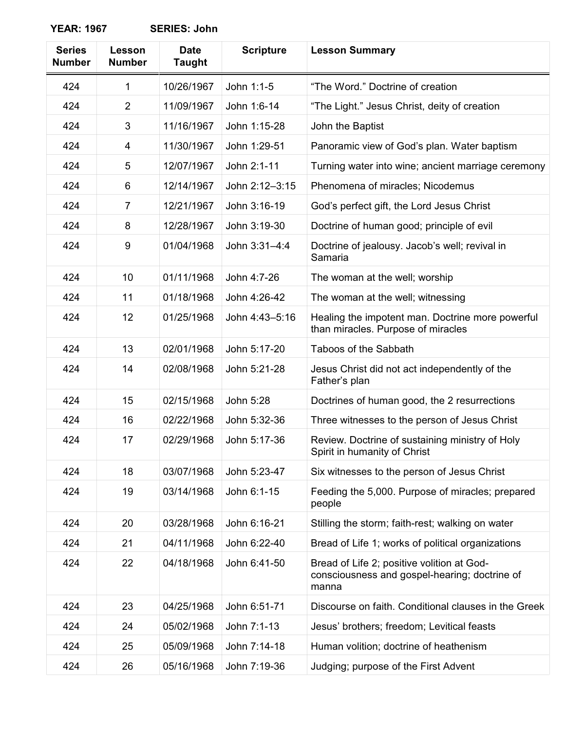**YEAR: 1967 SERIES: John**

| Series Number | Lesson Number | Date Taught | Scripture | Lesson Summary |
|---|---|---|---|---|
| 424 | 1 | 10/26/1967 | John 1:1-5 | “The Word.” Doctrine of creation |
| 424 | 2 | 11/09/1967 | John 1:6-14 | “The Light.” Jesus Christ, deity of creation |
| 424 | 3 | 11/16/1967 | John 1:15-28 | John the Baptist |
| 424 | 4 | 11/30/1967 | John 1:29-51 | Panoramic view of God’s plan. Water baptism |
| 424 | 5 | 12/07/1967 | John 2:1-11 | Turning water into wine; ancient marriage ceremony |
| 424 | 6 | 12/14/1967 | John 2:12–3:15 | Phenomena of miracles; Nicodemus |
| 424 | 7 | 12/21/1967 | John 3:16-19 | God’s perfect gift, the Lord Jesus Christ |
| 424 | 8 | 12/28/1967 | John 3:19-30 | Doctrine of human good; principle of evil |
| 424 | 9 | 01/04/1968 | John 3:31–4:4 | Doctrine of jealousy. Jacob’s well; revival in Samaria |
| 424 | 10 | 01/11/1968 | John 4:7-26 | The woman at the well; worship |
| 424 | 11 | 01/18/1968 | John 4:26-42 | The woman at the well; witnessing |
| 424 | 12 | 01/25/1968 | John 4:43–5:16 | Healing the impotent man. Doctrine more powerful than miracles. Purpose of miracles |
| 424 | 13 | 02/01/1968 | John 5:17-20 | Taboos of the Sabbath |
| 424 | 14 | 02/08/1968 | John 5:21-28 | Jesus Christ did not act independently of the Father’s plan |
| 424 | 15 | 02/15/1968 | John 5:28 | Doctrines of human good, the 2 resurrections |
| 424 | 16 | 02/22/1968 | John 5:32-36 | Three witnesses to the person of Jesus Christ |
| 424 | 17 | 02/29/1968 | John 5:17-36 | Review. Doctrine of sustaining ministry of Holy Spirit in humanity of Christ |
| 424 | 18 | 03/07/1968 | John 5:23-47 | Six witnesses to the person of Jesus Christ |
| 424 | 19 | 03/14/1968 | John 6:1-15 | Feeding the 5,000. Purpose of miracles; prepared people |
| 424 | 20 | 03/28/1968 | John 6:16-21 | Stilling the storm; faith-rest; walking on water |
| 424 | 21 | 04/11/1968 | John 6:22-40 | Bread of Life 1; works of political organizations |
| 424 | 22 | 04/18/1968 | John 6:41-50 | Bread of Life 2; positive volition at God-consciousness and gospel-hearing; doctrine of manna |
| 424 | 23 | 04/25/1968 | John 6:51-71 | Discourse on faith. Conditional clauses in the Greek |
| 424 | 24 | 05/02/1968 | John 7:1-13 | Jesus’ brothers; freedom; Levitical feasts |
| 424 | 25 | 05/09/1968 | John 7:14-18 | Human volition; doctrine of heathenism |
| 424 | 26 | 05/16/1968 | John 7:19-36 | Judging; purpose of the First Advent |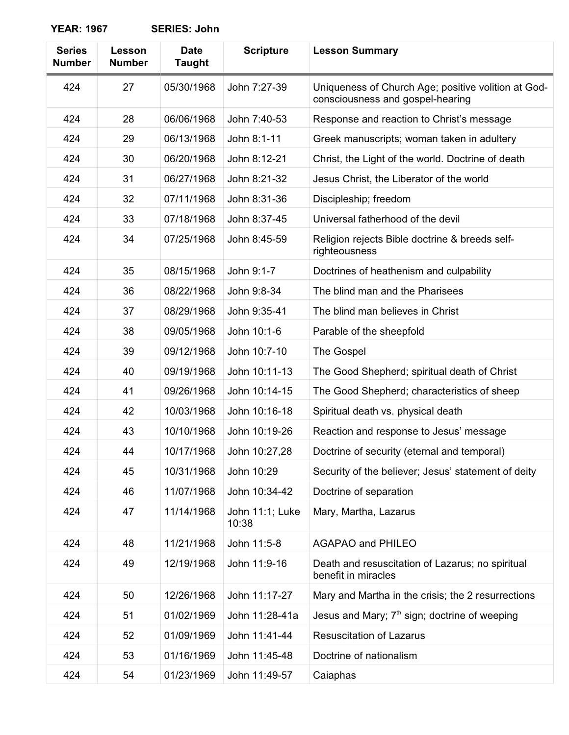**YEAR: 1967 SERIES: John**

| Series Number | Lesson Number | Date Taught | Scripture | Lesson Summary |
|---|---|---|---|---|
| 424 | 27 | 05/30/1968 | John 7:27-39 | Uniqueness of Church Age; positive volition at God-consciousness and gospel-hearing |
| 424 | 28 | 06/06/1968 | John 7:40-53 | Response and reaction to Christ's message |
| 424 | 29 | 06/13/1968 | John 8:1-11 | Greek manuscripts; woman taken in adultery |
| 424 | 30 | 06/20/1968 | John 8:12-21 | Christ, the Light of the world. Doctrine of death |
| 424 | 31 | 06/27/1968 | John 8:21-32 | Jesus Christ, the Liberator of the world |
| 424 | 32 | 07/11/1968 | John 8:31-36 | Discipleship; freedom |
| 424 | 33 | 07/18/1968 | John 8:37-45 | Universal fatherhood of the devil |
| 424 | 34 | 07/25/1968 | John 8:45-59 | Religion rejects Bible doctrine & breeds self-righteousness |
| 424 | 35 | 08/15/1968 | John 9:1-7 | Doctrines of heathenism and culpability |
| 424 | 36 | 08/22/1968 | John 9:8-34 | The blind man and the Pharisees |
| 424 | 37 | 08/29/1968 | John 9:35-41 | The blind man believes in Christ |
| 424 | 38 | 09/05/1968 | John 10:1-6 | Parable of the sheepfold |
| 424 | 39 | 09/12/1968 | John 10:7-10 | The Gospel |
| 424 | 40 | 09/19/1968 | John 10:11-13 | The Good Shepherd; spiritual death of Christ |
| 424 | 41 | 09/26/1968 | John 10:14-15 | The Good Shepherd; characteristics of sheep |
| 424 | 42 | 10/03/1968 | John 10:16-18 | Spiritual death vs. physical death |
| 424 | 43 | 10/10/1968 | John 10:19-26 | Reaction and response to Jesus' message |
| 424 | 44 | 10/17/1968 | John 10:27,28 | Doctrine of security (eternal and temporal) |
| 424 | 45 | 10/31/1968 | John 10:29 | Security of the believer; Jesus' statement of deity |
| 424 | 46 | 11/07/1968 | John 10:34-42 | Doctrine of separation |
| 424 | 47 | 11/14/1968 | John 11:1; Luke 10:38 | Mary, Martha, Lazarus |
| 424 | 48 | 11/21/1968 | John 11:5-8 | AGAPAO and PHILEO |
| 424 | 49 | 12/19/1968 | John 11:9-16 | Death and resuscitation of Lazarus; no spiritual benefit in miracles |
| 424 | 50 | 12/26/1968 | John 11:17-27 | Mary and Martha in the crisis; the 2 resurrections |
| 424 | 51 | 01/02/1969 | John 11:28-41a | Jesus and Mary; 7th sign; doctrine of weeping |
| 424 | 52 | 01/09/1969 | John 11:41-44 | Resuscitation of Lazarus |
| 424 | 53 | 01/16/1969 | John 11:45-48 | Doctrine of nationalism |
| 424 | 54 | 01/23/1969 | John 11:49-57 | Caiaphas |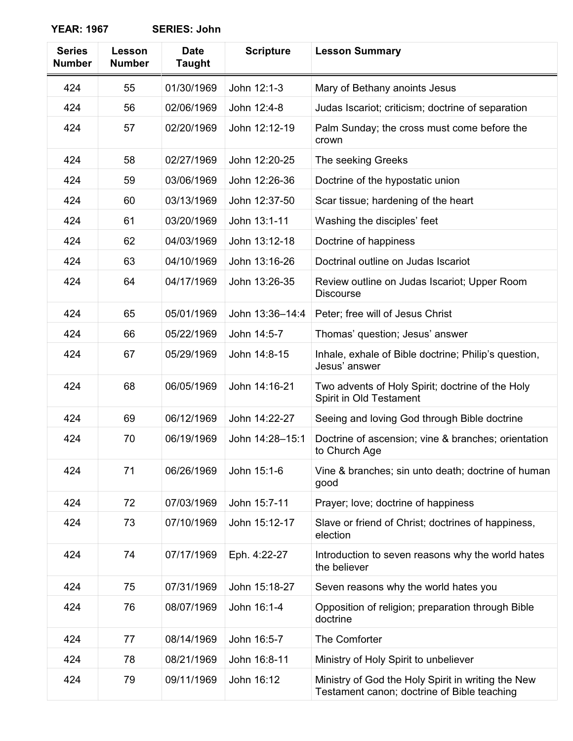**YEAR: 1967 SERIES: John**

| Series Number | Lesson Number | Date Taught | Scripture | Lesson Summary |
|---|---|---|---|---|
| 424 | 55 | 01/30/1969 | John 12:1-3 | Mary of Bethany anoints Jesus |
| 424 | 56 | 02/06/1969 | John 12:4-8 | Judas Iscariot; criticism; doctrine of separation |
| 424 | 57 | 02/20/1969 | John 12:12-19 | Palm Sunday; the cross must come before the crown |
| 424 | 58 | 02/27/1969 | John 12:20-25 | The seeking Greeks |
| 424 | 59 | 03/06/1969 | John 12:26-36 | Doctrine of the hypostatic union |
| 424 | 60 | 03/13/1969 | John 12:37-50 | Scar tissue; hardening of the heart |
| 424 | 61 | 03/20/1969 | John 13:1-11 | Washing the disciples' feet |
| 424 | 62 | 04/03/1969 | John 13:12-18 | Doctrine of happiness |
| 424 | 63 | 04/10/1969 | John 13:16-26 | Doctrinal outline on Judas Iscariot |
| 424 | 64 | 04/17/1969 | John 13:26-35 | Review outline on Judas Iscariot; Upper Room Discourse |
| 424 | 65 | 05/01/1969 | John 13:36–14:4 | Peter; free will of Jesus Christ |
| 424 | 66 | 05/22/1969 | John 14:5-7 | Thomas' question; Jesus' answer |
| 424 | 67 | 05/29/1969 | John 14:8-15 | Inhale, exhale of Bible doctrine; Philip's question, Jesus' answer |
| 424 | 68 | 06/05/1969 | John 14:16-21 | Two advents of Holy Spirit; doctrine of the Holy Spirit in Old Testament |
| 424 | 69 | 06/12/1969 | John 14:22-27 | Seeing and loving God through Bible doctrine |
| 424 | 70 | 06/19/1969 | John 14:28–15:1 | Doctrine of ascension; vine & branches; orientation to Church Age |
| 424 | 71 | 06/26/1969 | John 15:1-6 | Vine & branches; sin unto death; doctrine of human good |
| 424 | 72 | 07/03/1969 | John 15:7-11 | Prayer; love; doctrine of happiness |
| 424 | 73 | 07/10/1969 | John 15:12-17 | Slave or friend of Christ; doctrines of happiness, election |
| 424 | 74 | 07/17/1969 | Eph. 4:22-27 | Introduction to seven reasons why the world hates the believer |
| 424 | 75 | 07/31/1969 | John 15:18-27 | Seven reasons why the world hates you |
| 424 | 76 | 08/07/1969 | John 16:1-4 | Opposition of religion; preparation through Bible doctrine |
| 424 | 77 | 08/14/1969 | John 16:5-7 | The Comforter |
| 424 | 78 | 08/21/1969 | John 16:8-11 | Ministry of Holy Spirit to unbeliever |
| 424 | 79 | 09/11/1969 | John 16:12 | Ministry of God the Holy Spirit in writing the New Testament canon; doctrine of Bible teaching |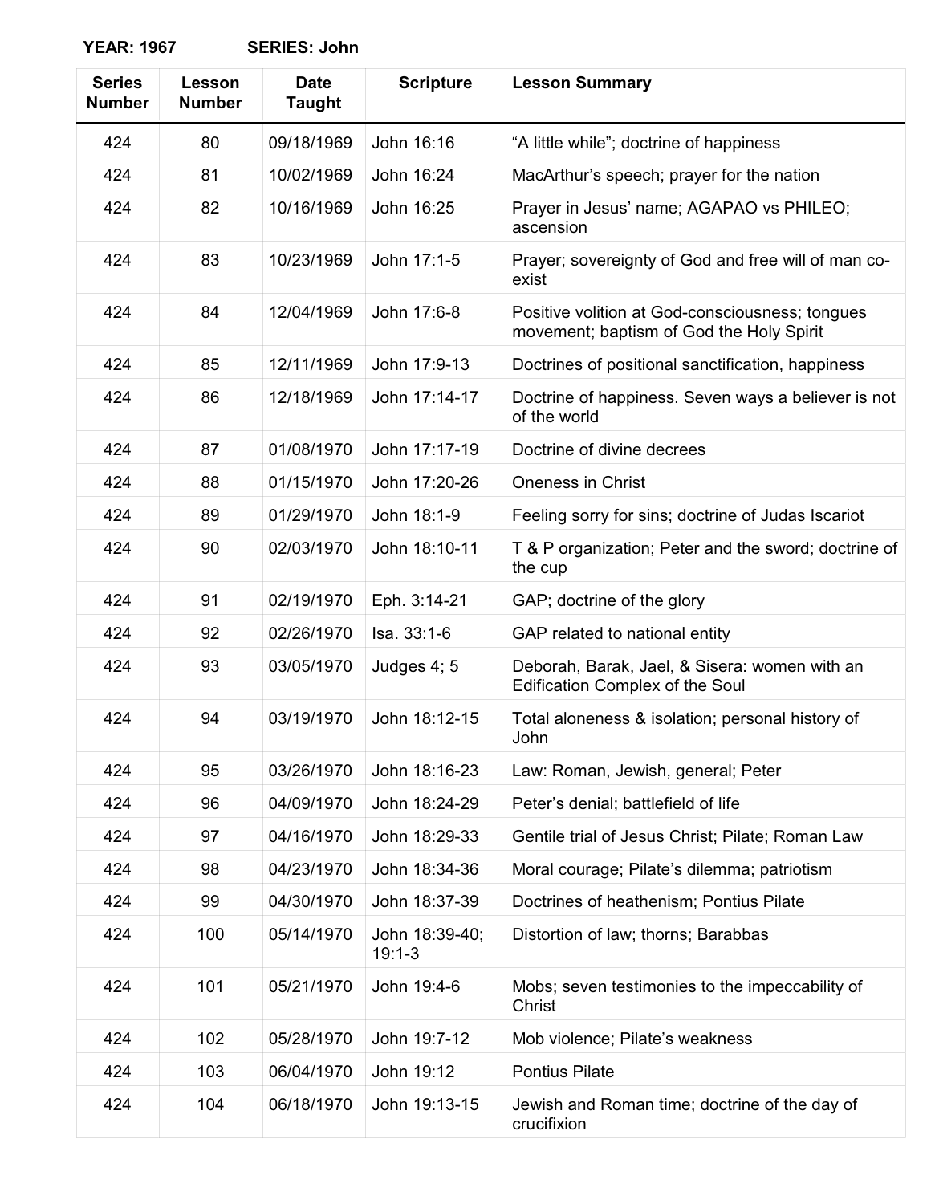**YEAR: 1967 SERIES: John**

| Series Number | Lesson Number | Date Taught | Scripture | Lesson Summary |
|---|---|---|---|---|
| 424 | 80 | 09/18/1969 | John 16:16 | “A little while”; doctrine of happiness |
| 424 | 81 | 10/02/1969 | John 16:24 | MacArthur’s speech; prayer for the nation |
| 424 | 82 | 10/16/1969 | John 16:25 | Prayer in Jesus’ name; AGAPAO vs PHILEO; ascension |
| 424 | 83 | 10/23/1969 | John 17:1-5 | Prayer; sovereignty of God and free will of man co-exist |
| 424 | 84 | 12/04/1969 | John 17:6-8 | Positive volition at God-consciousness; tongues movement; baptism of God the Holy Spirit |
| 424 | 85 | 12/11/1969 | John 17:9-13 | Doctrines of positional sanctification, happiness |
| 424 | 86 | 12/18/1969 | John 17:14-17 | Doctrine of happiness. Seven ways a believer is not of the world |
| 424 | 87 | 01/08/1970 | John 17:17-19 | Doctrine of divine decrees |
| 424 | 88 | 01/15/1970 | John 17:20-26 | Oneness in Christ |
| 424 | 89 | 01/29/1970 | John 18:1-9 | Feeling sorry for sins; doctrine of Judas Iscariot |
| 424 | 90 | 02/03/1970 | John 18:10-11 | T & P organization; Peter and the sword; doctrine of the cup |
| 424 | 91 | 02/19/1970 | Eph. 3:14-21 | GAP; doctrine of the glory |
| 424 | 92 | 02/26/1970 | Isa. 33:1-6 | GAP related to national entity |
| 424 | 93 | 03/05/1970 | Judges 4; 5 | Deborah, Barak, Jael, & Sisera: women with an Edification Complex of the Soul |
| 424 | 94 | 03/19/1970 | John 18:12-15 | Total aloneness & isolation; personal history of John |
| 424 | 95 | 03/26/1970 | John 18:16-23 | Law: Roman, Jewish, general; Peter |
| 424 | 96 | 04/09/1970 | John 18:24-29 | Peter’s denial; battlefield of life |
| 424 | 97 | 04/16/1970 | John 18:29-33 | Gentile trial of Jesus Christ; Pilate; Roman Law |
| 424 | 98 | 04/23/1970 | John 18:34-36 | Moral courage; Pilate’s dilemma; patriotism |
| 424 | 99 | 04/30/1970 | John 18:37-39 | Doctrines of heathenism; Pontius Pilate |
| 424 | 100 | 05/14/1970 | John 18:39-40; 19:1-3 | Distortion of law; thorns; Barabbas |
| 424 | 101 | 05/21/1970 | John 19:4-6 | Mobs; seven testimonies to the impeccability of Christ |
| 424 | 102 | 05/28/1970 | John 19:7-12 | Mob violence; Pilate’s weakness |
| 424 | 103 | 06/04/1970 | John 19:12 | Pontius Pilate |
| 424 | 104 | 06/18/1970 | John 19:13-15 | Jewish and Roman time; doctrine of the day of crucifixion |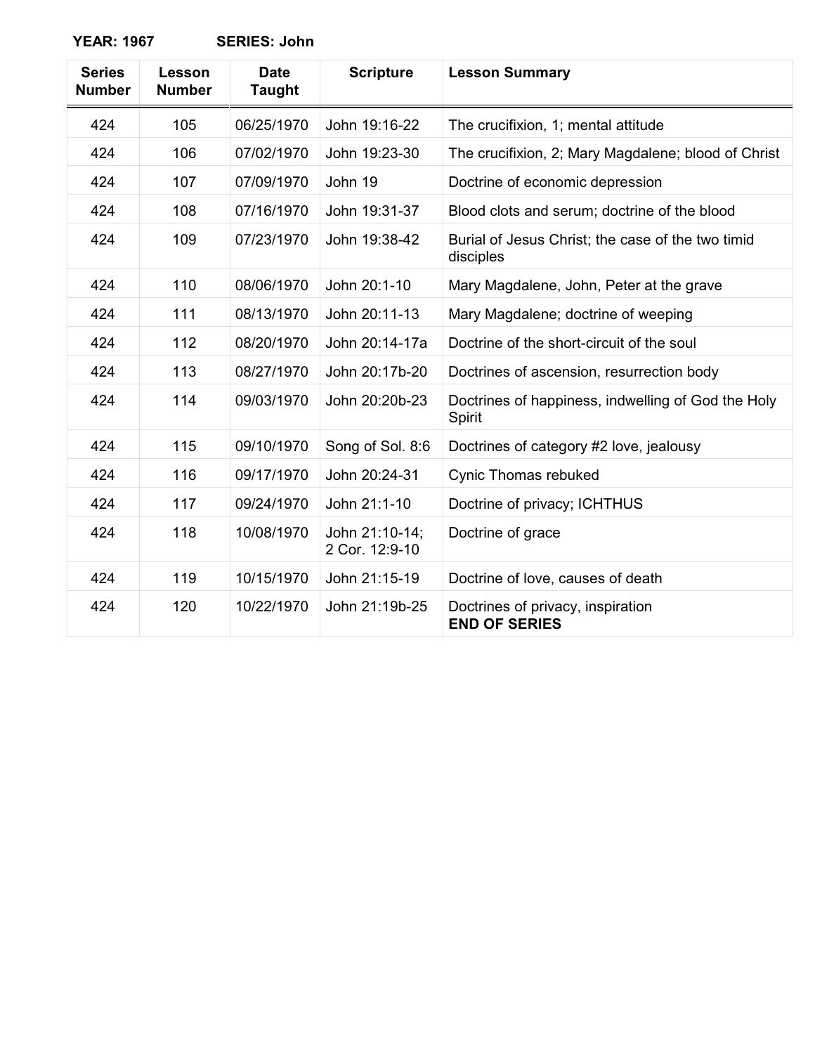**YEAR: 1967 SERIES: John**

| Series Number | Lesson Number | Date Taught | Scripture | Lesson Summary |
|---|---|---|---|---|
| 424 | 105 | 06/25/1970 | John 19:16-22 | The crucifixion, 1; mental attitude |
| 424 | 106 | 07/02/1970 | John 19:23-30 | The crucifixion, 2; Mary Magdalene; blood of Christ |
| 424 | 107 | 07/09/1970 | John 19 | Doctrine of economic depression |
| 424 | 108 | 07/16/1970 | John 19:31-37 | Blood clots and serum; doctrine of the blood |
| 424 | 109 | 07/23/1970 | John 19:38-42 | Burial of Jesus Christ; the case of the two timid disciples |
| 424 | 110 | 08/06/1970 | John 20:1-10 | Mary Magdalene, John, Peter at the grave |
| 424 | 111 | 08/13/1970 | John 20:11-13 | Mary Magdalene; doctrine of weeping |
| 424 | 112 | 08/20/1970 | John 20:14-17a | Doctrine of the short-circuit of the soul |
| 424 | 113 | 08/27/1970 | John 20:17b-20 | Doctrines of ascension, resurrection body |
| 424 | 114 | 09/03/1970 | John 20:20b-23 | Doctrines of happiness, indwelling of God the Holy Spirit |
| 424 | 115 | 09/10/1970 | Song of Sol. 8:6 | Doctrines of category #2 love, jealousy |
| 424 | 116 | 09/17/1970 | John 20:24-31 | Cynic Thomas rebuked |
| 424 | 117 | 09/24/1970 | John 21:1-10 | Doctrine of privacy; ICHTHUS |
| 424 | 118 | 10/08/1970 | John 21:10-14; 2 Cor. 12:9-10 | Doctrine of grace |
| 424 | 119 | 10/15/1970 | John 21:15-19 | Doctrine of love, causes of death |
| 424 | 120 | 10/22/1970 | John 21:19b-25 | Doctrines of privacy, inspiration **END OF SERIES** |